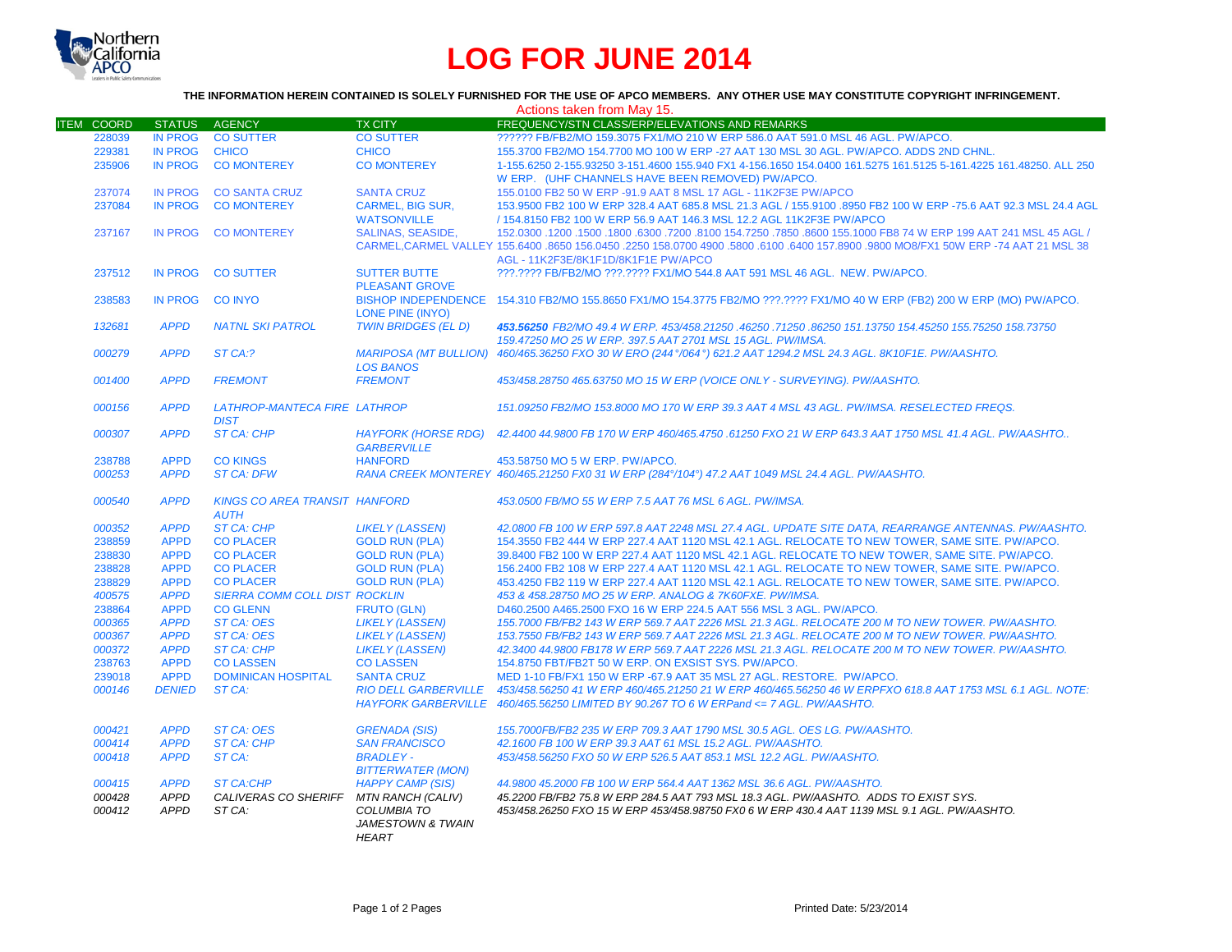# LOG FOR JUNE 2014

**THE INFORMATION HEREIN CONTAINED IS SOLELY FURNISHED FOR THE USE OF APCO MEMBERS. ANY OTHER USE MAY CONSTITUTE COPYRIGHT INFRINGEMENT.**

Actions taken from May 15.

| ITEM | COORD | STATUS | AGENCY | TX CITY | FREQUENCY/STN CLASS/ERP/ELEVATIONS AND REMARKS |
|---|---|---|---|---|---|
| | 228039 | IN PROG | CO SUTTER | CO SUTTER | ?????? FB/FB2/MO 159.3075 FX1/MO 210 W ERP 586.0 AAT 591.0 MSL 46 AGL. PW/APCO. |
| | 229381 | IN PROG | CHICO | CHICO | 155.3700 FB2/MO 154.7700 MO 100 W ERP -27 AAT 130 MSL 30 AGL. PW/APCO. ADDS 2ND CHNL. |
| | 235906 | IN PROG | CO MONTEREY | CO MONTEREY | 1-155.6250 2-155.93250 3-151.4600 155.940 FX1 4-156.1650 154.0400 161.5275 161.5125 5-161.4225 161.48250. ALL 250 W ERP. (UHF CHANNELS HAVE BEEN REMOVED) PW/APCO. |
| | 237074 | IN PROG | CO SANTA CRUZ | SANTA CRUZ | 155.0100 FB2 50 W ERP -91.9 AAT 8 MSL 17 AGL - 11K2F3E PW/APCO |
| | 237084 | IN PROG | CO MONTEREY | CARMEL, BIG SUR, WATSONVILLE | 153.9500 FB2 100 W ERP 328.4 AAT 685.8 MSL 21.3 AGL / 155.9100 .8950 FB2 100 W ERP -75.6 AAT 92.3 MSL 24.4 AGL / 154.8150 FB2 100 W ERP 56.9 AAT 146.3 MSL 12.2 AGL 11K2F3E PW/APCO |
| | 237167 | IN PROG | CO MONTEREY | SALINAS, SEASIDE, CARMEL,CARMEL VALLEY | 152.0300 .1200 .1500 .1800 .6300 .7200 .8100 154.7250 .7850 .8600 155.1000 FB8 74 W ERP 199 AAT 241 MSL 45 AGL / 155.6400 .8650 156.0450 .2250 158.0700 4900 .5800 .6100 .6400 157.8900 .9800 MO8/FX1 50W ERP -74 AAT 21 MSL 38 AGL - 11K2F3E/8K1F1D/8K1F1E PW/APCO |
| | 237512 | IN PROG | CO SUTTER | SUTTER BUTTE PLEASANT GROVE | ???.???? FB/FB2/MO ???.???? FX1/MO 544.8 AAT 591 MSL 46 AGL. NEW. PW/APCO. |
| | 238583 | IN PROG | CO INYO | BISHOP INDEPENDENCE LONE PINE (INYO) | 154.310 FB2/MO 155.8650 FX1/MO 154.3775 FB2/MO ???.???? FX1/MO 40 W ERP (FB2) 200 W ERP (MO) PW/APCO. |
| | *132681* | *APPD* | *NATNL SKI PATROL* | *TWIN BRIDGES (EL D)* | ***453.56250** FB2/MO 49.4 W ERP. 453/458.21250 .46250 .71250 .86250 151.13750 154.45250 155.75250 158.73750 159.47250 MO 25 W ERP. 397.5 AAT 2701 MSL 15 AGL. PW/IMSA.* |
| | *000279* | *APPD* | *ST CA:?* | *MARIPOSA (MT BULLION) LOS BANOS* | *460/465.36250 FXO 30 W ERO (244°/064°) 621.2 AAT 1294.2 MSL 24.3 AGL. 8K10F1E. PW/AASHTO.* |
| | *001400* | *APPD* | *FREMONT* | *FREMONT* | *453/458.28750 465.63750 MO 15 W ERP (VOICE ONLY - SURVEYING). PW/AASHTO.* |
| | *000156* | *APPD* | *LATHROP-MANTECA FIRE DIST* | *LATHROP* | *151.09250 FB2/MO 153.8000 MO 170 W ERP 39.3 AAT 4 MSL 43 AGL. PW/IMSA. RESELECTED FREQS.* |
| | *000307* | *APPD* | *ST CA: CHP* | *HAYFORK (HORSE RDG) GARBERVILLE* | *42.4400 44.9800 FB 170 W ERP 460/465.4750 .61250 FXO 21 W ERP 643.3 AAT 1750 MSL 41.4 AGL. PW/AASHTO..* |
| | 238788 | APPD | CO KINGS | HANFORD | 453.58750 MO 5 W ERP. PW/APCO. |
| | *000253* | *APPD* | *ST CA: DFW* | *RANA CREEK MONTEREY* | *460/465.21250 FX0 31 W ERP (284°/104°) 47.2 AAT 1049 MSL 24.4 AGL. PW/AASHTO.* |
| | *000540* | *APPD* | *KINGS CO AREA TRANSIT AUTH* | *HANFORD* | *453.0500 FB/MO 55 W ERP 7.5 AAT 76 MSL 6 AGL. PW/IMSA.* |
| | *000352* | *APPD* | *ST CA: CHP* | *LIKELY (LASSEN)* | *42.0800 FB 100 W ERP 597.8 AAT 2248 MSL 27.4 AGL. UPDATE SITE DATA, REARRANGE ANTENNAS. PW/AASHTO.* |
| | 238859 | APPD | CO PLACER | GOLD RUN (PLA) | 154.3550 FB2 444 W ERP 227.4 AAT 1120 MSL 42.1 AGL. RELOCATE TO NEW TOWER, SAME SITE. PW/APCO. |
| | 238830 | APPD | CO PLACER | GOLD RUN (PLA) | 39.8400 FB2 100 W ERP 227.4 AAT 1120 MSL 42.1 AGL. RELOCATE TO NEW TOWER, SAME SITE. PW/APCO. |
| | 238828 | APPD | CO PLACER | GOLD RUN (PLA) | 156.2400 FB2 108 W ERP 227.4 AAT 1120 MSL 42.1 AGL. RELOCATE TO NEW TOWER, SAME SITE. PW/APCO. |
| | 238829 | APPD | CO PLACER | GOLD RUN (PLA) | 453.4250 FB2 119 W ERP 227.4 AAT 1120 MSL 42.1 AGL. RELOCATE TO NEW TOWER, SAME SITE. PW/APCO. |
| | *400575* | *APPD* | *SIERRA COMM COLL DIST* | *ROCKLIN* | *453 & 458.28750 MO 25 W ERP. ANALOG & 7K60FXE. PW/IMSA.* |
| | 238864 | APPD | CO GLENN | FRUTO (GLN) | D460.2500 A465.2500 FXO 16 W ERP 224.5 AAT 556 MSL 3 AGL. PW/APCO. |
| | *000365* | *APPD* | *ST CA: OES* | *LIKELY (LASSEN)* | *155.7000 FB/FB2 143 W ERP 569.7 AAT 2226 MSL 21.3 AGL. RELOCATE 200 M TO NEW TOWER. PW/AASHTO.* |
| | *000367* | *APPD* | *ST CA: OES* | *LIKELY (LASSEN)* | *153.7550 FB/FB2 143 W ERP 569.7 AAT 2226 MSL 21.3 AGL. RELOCATE 200 M TO NEW TOWER. PW/AASHTO.* |
| | *000372* | *APPD* | *ST CA: CHP* | *LIKELY (LASSEN)* | *42.3400 44.9800 FB178 W ERP 569.7 AAT 2226 MSL 21.3 AGL. RELOCATE 200 M TO NEW TOWER. PW/AASHTO.* |
| | 238763 | APPD | CO LASSEN | CO LASSEN | 154.8750 FBT/FB2T 50 W ERP. ON EXSIST SYS. PW/APCO. |
| | 239018 | APPD | DOMINICAN HOSPITAL | SANTA CRUZ | MED 1-10 FB/FX1 150 W ERP -67.9 AAT 35 MSL 27 AGL. RESTORE. PW/APCO. |
| | *000146* | *DENIED* | *ST CA:* | *RIO DELL GARBERVILLE HAYFORK GARBERVILLE* | *453/458.56250 41 W ERP 460/465.21250 21 W ERP 460/465.56250 46 W ERPFXO 618.8 AAT 1753 MSL 6.1 AGL. NOTE: 460/465.56250 LIMITED BY 90.267 TO 6 W ERPand <= 7 AGL. PW/AASHTO.* |
| | *000421* | *APPD* | *ST CA: OES* | *GRENADA (SIS)* | *155.7000FB/FB2 235 W ERP 709.3 AAT 1790 MSL 30.5 AGL. OES LG. PW/AASHTO.* |
| | *000414* | *APPD* | *ST CA: CHP* | *SAN FRANCISCO* | *42.1600 FB 100 W ERP 39.3 AAT 61 MSL 15.2 AGL. PW/AASHTO.* |
| | *000418* | *APPD* | *ST CA:* | *BRADLEY - BITTERWATER (MON)* | *453/458.56250 FXO 50 W ERP 526.5 AAT 853.1 MSL 12.2 AGL. PW/AASHTO.* |
| | *000415* | *APPD* | *ST CA:CHP* | *HAPPY CAMP (SIS)* | *44.9800 45.2000 FB 100 W ERP 564.4 AAT 1362 MSL 36.6 AGL. PW/AASHTO.* |
| | *000428* | *APPD* | *CALIVERAS CO SHERIFF* | *MTN RANCH (CALIV)* | *45.2200 FB/FB2 75.8 W ERP 284.5 AAT 793 MSL 18.3 AGL. PW/AASHTO. ADDS TO EXIST SYS.* |
| | *000412* | *APPD* | *ST CA:* | *COLUMBIA TO JAMESTOWN & TWAIN HEART* | *453/458.26250 FXO 15 W ERP 453/458.98750 FX0 6 W ERP 430.4 AAT 1139 MSL 9.1 AGL. PW/AASHTO.* |

Printed Date: 5/23/2014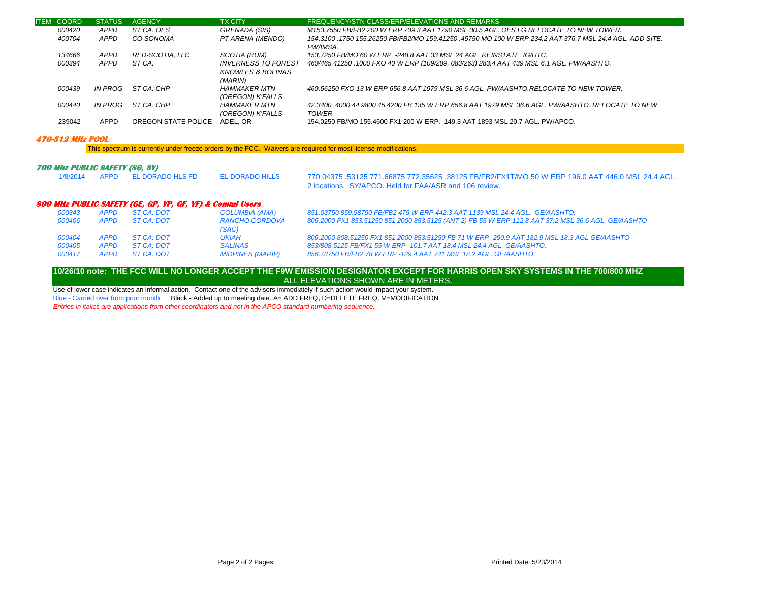| ITEM | COORD | STATUS | AGENCY | TX CITY | FREQUENCY/STN CLASS/ERP/ELEVATIONS AND REMARKS |
|---|---|---|---|---|---|
| | *000420* | *APPD* | *ST CA: OES* | *GRENADA (SIS)* | *M153.7550 FB/FB2 200 W ERP 709.3 AAT 1790 MSL 30.5 AGL. OES LG.RELOCATE TO NEW TOWER.* |
| | *400704* | *APPD* | *CO SONOMA* | *PT ARENA (MENDO)* | *154.3100 .1750 155.26250 FB/FB2/MO 159.41250 .45750 MO 100 W ERP 234.2 AAT 376.7 MSL 24.4 AGL. ADD SITE. PW/IMSA.* |
| | *134666* | *APPD* | *RED-SCOTIA, LLC.* | *SCOTIA (HUM)* | *153.7250 FB/MO 60 W ERP. -248.8 AAT 33 MSL 24 AGL. REINSTATE. IG/UTC.* |
| | *000394* | *APPD* | *ST CA:* | *INVERNESS TO FOREST KNOWLES & BOLINAS (MARIN)* | *460/465.41250 .1000 FXO 40 W ERP (109/289, 083/263) 283.4 AAT 439 MSL 6.1 AGL. PW/AASHTO.* |
| | *000439* | *IN PROG* | *ST CA: CHP* | *HAMMAKER MTN (OREGON) K'FALLS* | *460.56250 FXO 13 W ERP 656.8 AAT 1979 MSL 36.6 AGL. PW/AASHTO.RELOCATE TO NEW TOWER.* |
| | *000440* | *IN PROG* | *ST CA: CHP* | *HAMMAKER MTN (OREGON) K'FALLS* | *42.3400 .4000 44.9800 45.4200 FB 135 W ERP 656.8 AAT 1979 MSL 36.6 AGL. PW/AASHTO. RELOCATE TO NEW TOWER.* |
| | 239042 | APPD | OREGON STATE POLICE | ADEL, OR | 154.0250 FB/MO 155.4600 FX1 200 W ERP. 149.3 AAT 1893 MSL 20.7 AGL. PW/APCO. |

### *470-512 MHz POOL*

This spectrum is currently under freeze orders by the FCC. Waivers are required for most license modifications.

### *700 Mhz PUBLIC SAFETY (SG, SY)*

| | | | | |
|---|---|---|---|---|
| 1/8/2014 | APPD | EL DORADO HLS FD | EL DORADO HILLS | 770.04375 .53125 771.66875 772.35625 .38125 FB/FB2/FX1T/MO 50 W ERP 196.0 AAT 446.0 MSL 24.4 AGL. 2 locations. SY/APCO. Held for FAA/ASR and 106 review. |

### *800 MHz PUBLIC SAFETY (GE, GP, YP, GF, YF) & Comml Users*

| | | | | |
|---|---|---|---|---|
| *000343* | *APPD* | *ST CA: DOT* | *COLUMBIA (AMA)* | *851.03750 859.98750 FB/FB2 475 W ERP 442.3 AAT 1139 MSL 24.4 AGL. GE/AASHTO.* |
| *000406* | *APPD* | *ST CA: DOT* | *RANCHO CORDOVA (SAC)* | *806.2000 FX1 853.51250 851.2000 853.5125 (ANT 2) FB 55 W ERP 112,8 AAT 37.2 MSL 36.6 AGL. GE/AASHTO* |
| *000404* | *APPD* | *ST CA: DOT* | *UKIAH* | *806.2000 808.51250 FX1 851.2000 853.51250 FB 71 W ERP -290.9 AAT 182.9 MSL 18.3 AGL GE/AASHTO* |
| *000405* | *APPD* | *ST CA: DOT* | *SALINAS* | *853/808.5125 FB/FX1 55 W ERP -101.7 AAT 18.4 MSL 24.4 AGL. GE/AASHTO.* |
| *000417* | *APPD* | *ST CA: DOT* | *MIDPINES (MARIP)* | *856.73750 FB/FB2 78 W ERP -129.4 AAT 741 MSL 12.2 AGL. GE/AASHTO.* |

**10/26/10 note: THE FCC WILL NO LONGER ACCEPT THE F9W EMISSION DESIGNATOR EXCEPT FOR HARRIS OPEN SKY SYSTEMS IN THE 700/800 MHZ**

ALL ELEVATIONS SHOWN ARE IN METERS.

Use of lower case indicates an informal action. Contact one of the advisors immediately if such action would impact your system.

Blue - Carried over from prior month. Black - Added up to meeting date. A= ADD FREQ, D=DELETE FREQ, M=MODIFICATION

*Entries in italics are applications from other coordinators and not in the APCO standard numbering sequence.*

Printed Date: 5/23/2014